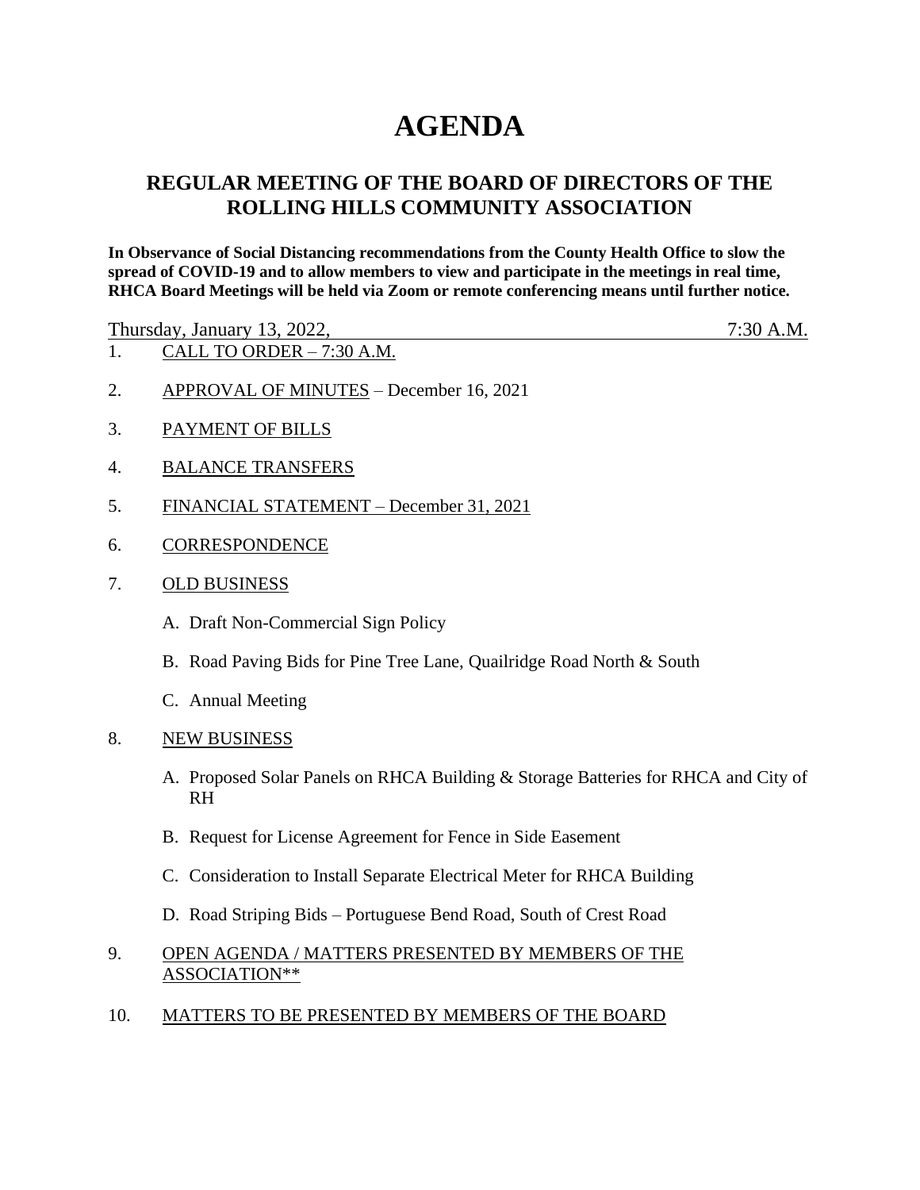# AGENDA

## REGULAR MEETING OF THE BOARD OF DIRECTORS OF THE ROLLING HILLS COMMUNITY ASSOCIATION

**In Observance of Social Distancing recommendations from the County Health Office to slow the spread of COVID-19 and to allow members to view and participate in the meetings in real time, RHCA Board Meetings will be held via Zoom or remote conferencing means until further notice.**

Thursday, January 13, 2022, 7:30 A.M.

1. CALL TO ORDER – 7:30 A.M.

2. APPROVAL OF MINUTES – December 16, 2021

3. PAYMENT OF BILLS

4. BALANCE TRANSFERS

5. FINANCIAL STATEMENT – December 31, 2021

6. CORRESPONDENCE

7. OLD BUSINESS

   A. Draft Non-Commercial Sign Policy

   B. Road Paving Bids for Pine Tree Lane, Quailridge Road North & South

   C. Annual Meeting

8. NEW BUSINESS

   A. Proposed Solar Panels on RHCA Building & Storage Batteries for RHCA and City of RH

   B. Request for License Agreement for Fence in Side Easement

   C. Consideration to Install Separate Electrical Meter for RHCA Building

   D. Road Striping Bids – Portuguese Bend Road, South of Crest Road

9. OPEN AGENDA / MATTERS PRESENTED BY MEMBERS OF THE ASSOCIATION**

10. MATTERS TO BE PRESENTED BY MEMBERS OF THE BOARD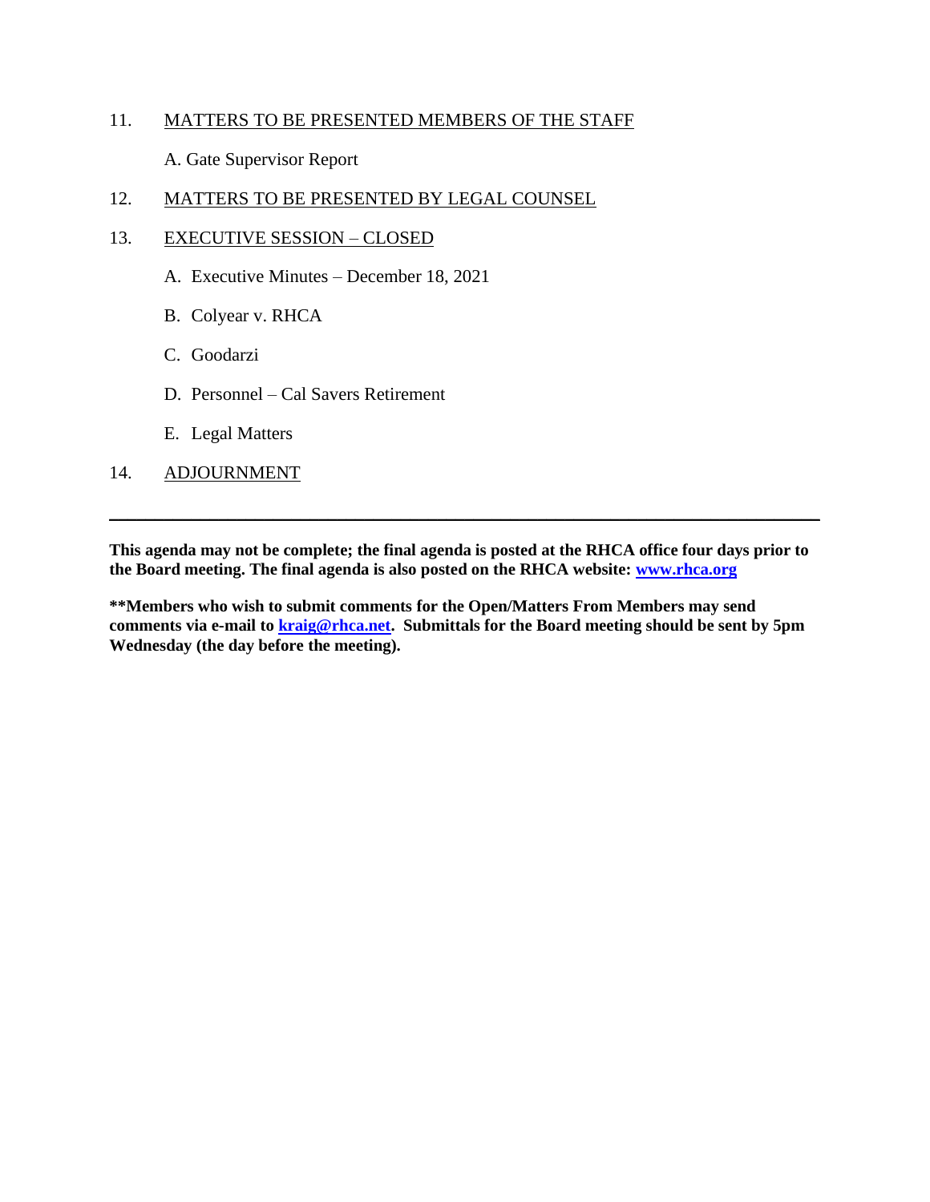11. MATTERS TO BE PRESENTED MEMBERS OF THE STAFF

    A. Gate Supervisor Report

12. MATTERS TO BE PRESENTED BY LEGAL COUNSEL

13. EXECUTIVE SESSION – CLOSED

    A. Executive Minutes – December 18, 2021

    B. Colyear v. RHCA

    C. Goodarzi

    D. Personnel – Cal Savers Retirement

    E. Legal Matters

14. ADJOURNMENT

---

**This agenda may not be complete; the final agenda is posted at the RHCA office four days prior to the Board meeting. The final agenda is also posted on the RHCA website: [www.rhca.org](www.rhca.org)**

**\*\*Members who wish to submit comments for the Open/Matters From Members may send comments via e-mail to [kraig@rhca.net](mailto:kraig@rhca.net). Submittals for the Board meeting should be sent by 5pm Wednesday (the day before the meeting).**